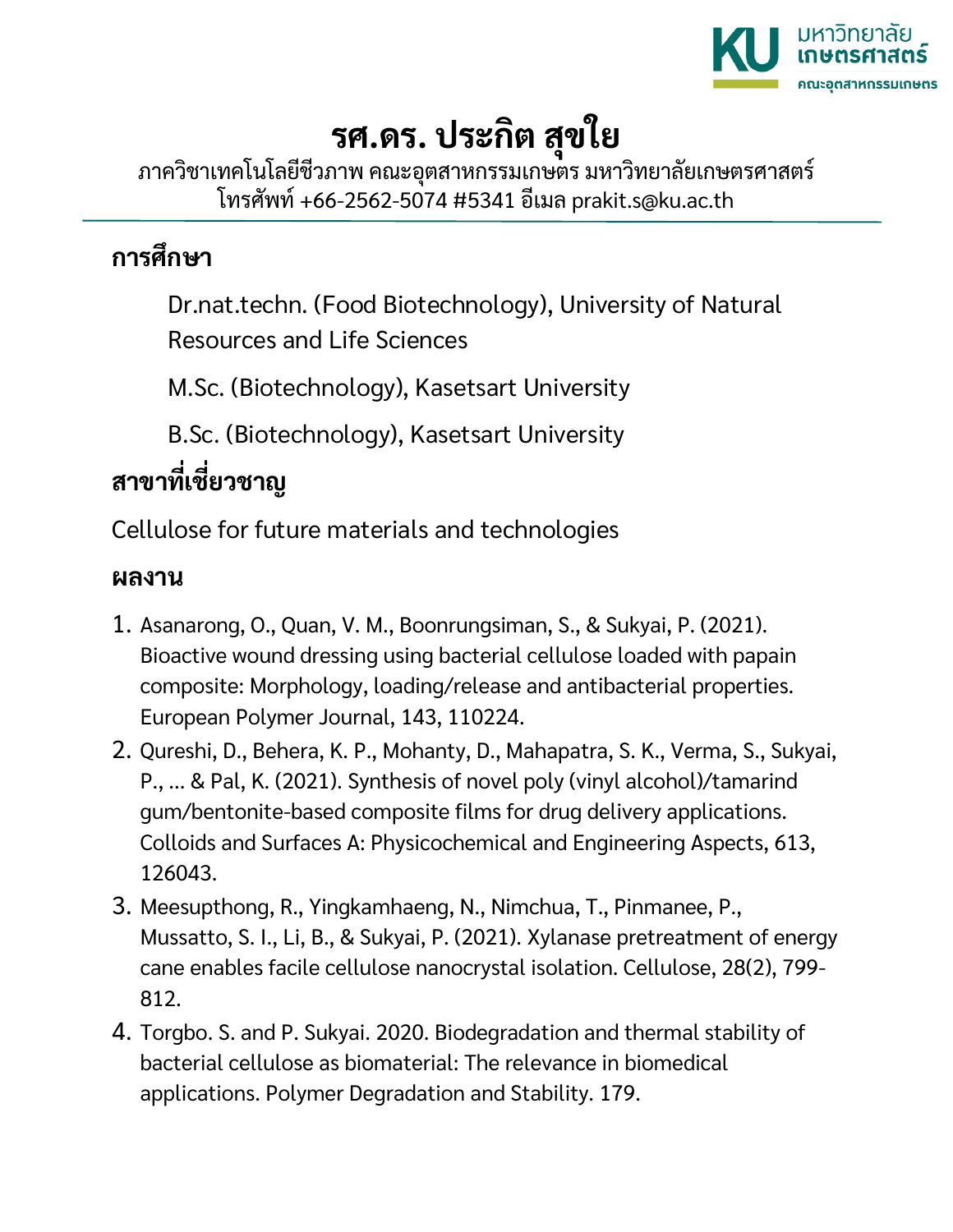# รศ.ดร. ประกิต สุขใย

ภาควิชาเทคโนโลยีชีวภาพ คณะอุตสาหกรรมเกษตร มหาวิทยาลัยเกษตรศาสตร์
โทรศัพท์ +66-2562-5074 #5341 อีเมล prakit.s@ku.ac.th

## การศึกษา

Dr.nat.techn. (Food Biotechnology), University of Natural Resources and Life Sciences

M.Sc. (Biotechnology), Kasetsart University

B.Sc. (Biotechnology), Kasetsart University

## สาขาที่เชี่ยวชาญ

Cellulose for future materials and technologies

## ผลงาน

1. Asanarong, O., Quan, V. M., Boonrungsiman, S., & Sukyai, P. (2021). Bioactive wound dressing using bacterial cellulose loaded with papain composite: Morphology, loading/release and antibacterial properties. European Polymer Journal, 143, 110224.
2. Qureshi, D., Behera, K. P., Mohanty, D., Mahapatra, S. K., Verma, S., Sukyai, P., ... & Pal, K. (2021). Synthesis of novel poly (vinyl alcohol)/tamarind gum/bentonite-based composite films for drug delivery applications. Colloids and Surfaces A: Physicochemical and Engineering Aspects, 613, 126043.
3. Meesupthong, R., Yingkamhaeng, N., Nimchua, T., Pinmanee, P., Mussatto, S. I., Li, B., & Sukyai, P. (2021). Xylanase pretreatment of energy cane enables facile cellulose nanocrystal isolation. Cellulose, 28(2), 799-812.
4. Torgbo. S. and P. Sukyai. 2020. Biodegradation and thermal stability of bacterial cellulose as biomaterial: The relevance in biomedical applications. Polymer Degradation and Stability. 179.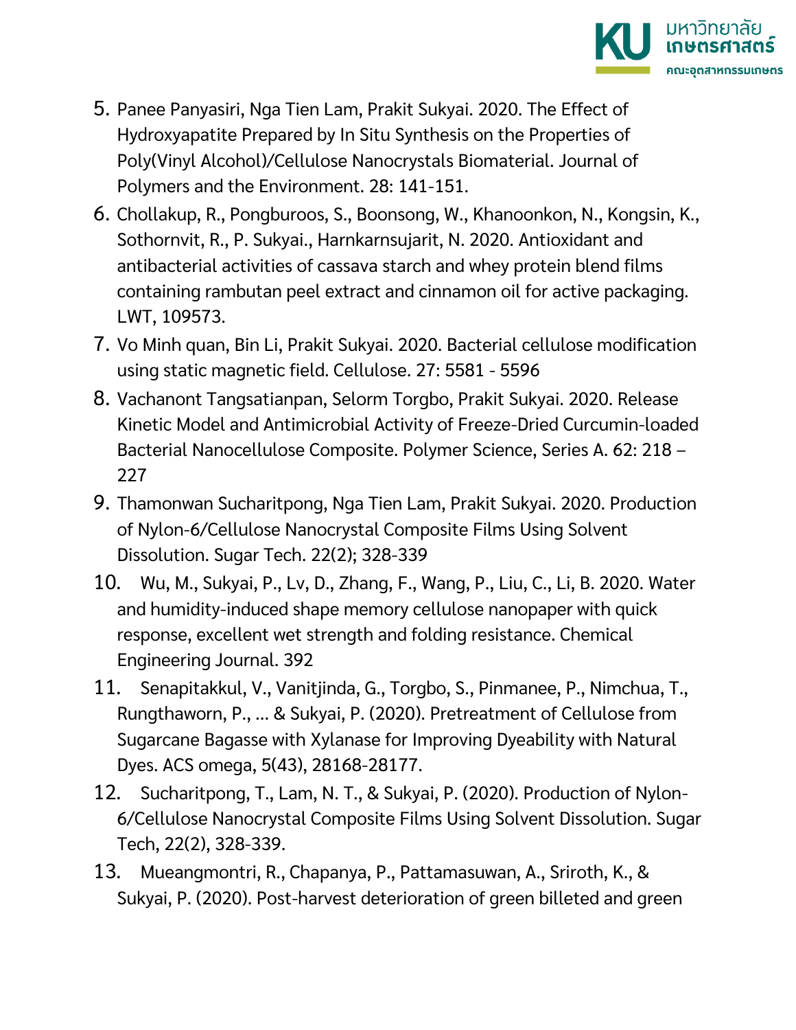5. Panee Panyasiri, Nga Tien Lam, Prakit Sukyai. 2020. The Effect of Hydroxyapatite Prepared by In Situ Synthesis on the Properties of Poly(Vinyl Alcohol)/Cellulose Nanocrystals Biomaterial. Journal of Polymers and the Environment. 28: 141-151.
6. Chollakup, R., Pongburoos, S., Boonsong, W., Khanoonkon, N., Kongsin, K., Sothornvit, R., P. Sukyai., Harnkarnsujarit, N. 2020. Antioxidant and antibacterial activities of cassava starch and whey protein blend films containing rambutan peel extract and cinnamon oil for active packaging. LWT, 109573.
7. Vo Minh quan, Bin Li, Prakit Sukyai. 2020. Bacterial cellulose modification using static magnetic field. Cellulose. 27: 5581 - 5596
8. Vachanont Tangsatianpan, Selorm Torgbo, Prakit Sukyai. 2020. Release Kinetic Model and Antimicrobial Activity of Freeze-Dried Curcumin-loaded Bacterial Nanocellulose Composite. Polymer Science, Series A. 62: 218 – 227
9. Thamonwan Sucharitpong, Nga Tien Lam, Prakit Sukyai. 2020. Production of Nylon-6/Cellulose Nanocrystal Composite Films Using Solvent Dissolution. Sugar Tech. 22(2); 328-339
10. Wu, M., Sukyai, P., Lv, D., Zhang, F., Wang, P., Liu, C., Li, B. 2020. Water and humidity-induced shape memory cellulose nanopaper with quick response, excellent wet strength and folding resistance. Chemical Engineering Journal. 392
11. Senapitakkul, V., Vanitjinda, G., Torgbo, S., Pinmanee, P., Nimchua, T., Rungthaworn, P., ... & Sukyai, P. (2020). Pretreatment of Cellulose from Sugarcane Bagasse with Xylanase for Improving Dyeability with Natural Dyes. ACS omega, 5(43), 28168-28177.
12. Sucharitpong, T., Lam, N. T., & Sukyai, P. (2020). Production of Nylon-6/Cellulose Nanocrystal Composite Films Using Solvent Dissolution. Sugar Tech, 22(2), 328-339.
13. Mueangmontri, R., Chapanya, P., Pattamasuwan, A., Sriroth, K., & Sukyai, P. (2020). Post-harvest deterioration of green billeted and green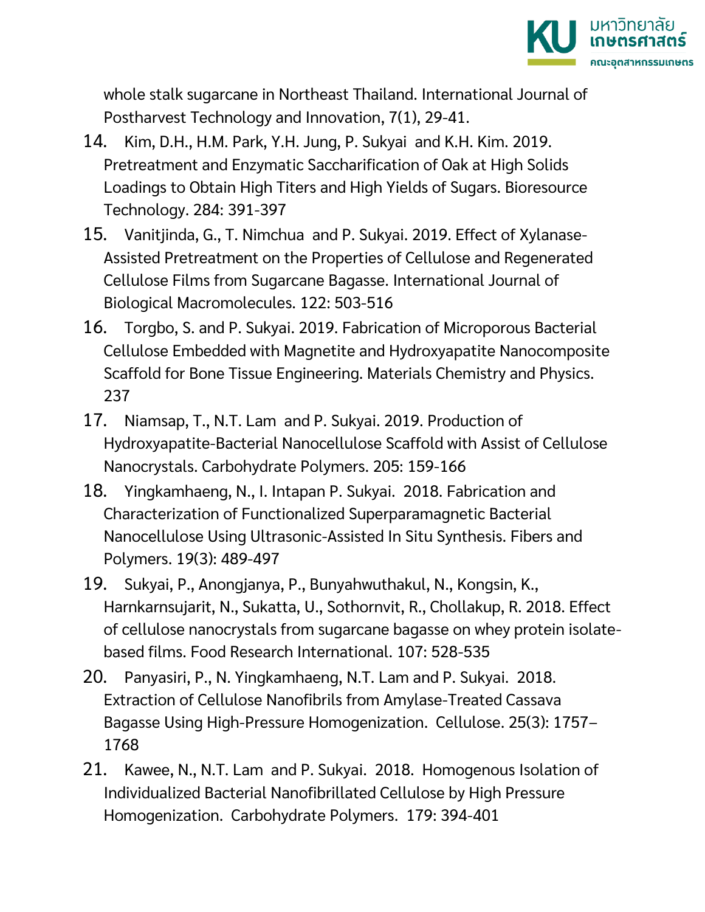whole stalk sugarcane in Northeast Thailand. International Journal of Postharvest Technology and Innovation, 7(1), 29-41.

14. Kim, D.H., H.M. Park, Y.H. Jung, P. Sukyai and K.H. Kim. 2019. Pretreatment and Enzymatic Saccharification of Oak at High Solids Loadings to Obtain High Titers and High Yields of Sugars. Bioresource Technology. 284: 391-397
15. Vanitjinda, G., T. Nimchua and P. Sukyai. 2019. Effect of Xylanase-Assisted Pretreatment on the Properties of Cellulose and Regenerated Cellulose Films from Sugarcane Bagasse. International Journal of Biological Macromolecules. 122: 503-516
16. Torgbo, S. and P. Sukyai. 2019. Fabrication of Microporous Bacterial Cellulose Embedded with Magnetite and Hydroxyapatite Nanocomposite Scaffold for Bone Tissue Engineering. Materials Chemistry and Physics. 237
17. Niamsap, T., N.T. Lam and P. Sukyai. 2019. Production of Hydroxyapatite-Bacterial Nanocellulose Scaffold with Assist of Cellulose Nanocrystals. Carbohydrate Polymers. 205: 159-166
18. Yingkamhaeng, N., I. Intapan P. Sukyai. 2018. Fabrication and Characterization of Functionalized Superparamagnetic Bacterial Nanocellulose Using Ultrasonic-Assisted In Situ Synthesis. Fibers and Polymers. 19(3): 489-497
19. Sukyai, P., Anongjanya, P., Bunyahwuthakul, N., Kongsin, K., Harnkarnsujarit, N., Sukatta, U., Sothornvit, R., Chollakup, R. 2018. Effect of cellulose nanocrystals from sugarcane bagasse on whey protein isolate-based films. Food Research International. 107: 528-535
20. Panyasiri, P., N. Yingkamhaeng, N.T. Lam and P. Sukyai. 2018. Extraction of Cellulose Nanofibrils from Amylase-Treated Cassava Bagasse Using High-Pressure Homogenization. Cellulose. 25(3): 1757–1768
21. Kawee, N., N.T. Lam and P. Sukyai. 2018. Homogenous Isolation of Individualized Bacterial Nanofibrillated Cellulose by High Pressure Homogenization. Carbohydrate Polymers. 179: 394-401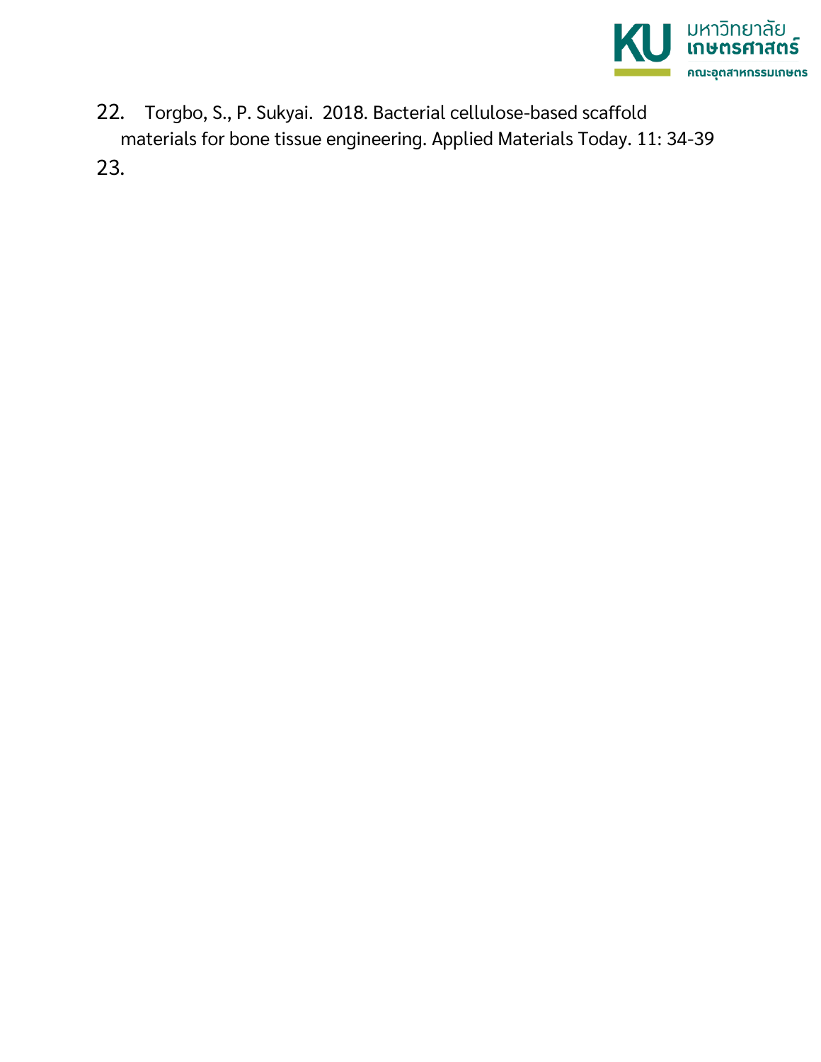22. Torgbo, S., P. Sukyai. 2018. Bacterial cellulose-based scaffold materials for bone tissue engineering. Applied Materials Today. 11: 34-39

23.